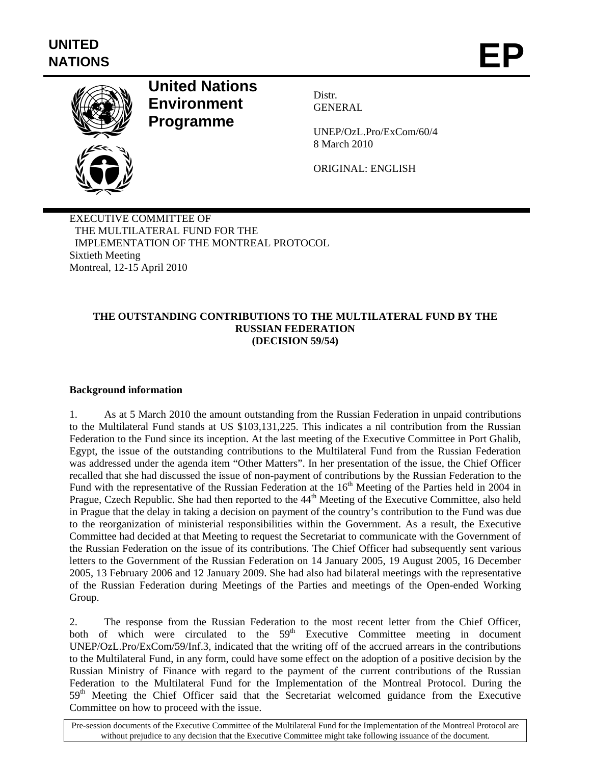UNITED NATIONS

# EP

**United Nations Environment Programme**

Distr.
GENERAL

UNEP/OzL.Pro/ExCom/60/4
8 March 2010

ORIGINAL: ENGLISH

EXECUTIVE COMMITTEE OF
THE MULTILATERAL FUND FOR THE
IMPLEMENTATION OF THE MONTREAL PROTOCOL
Sixtieth Meeting
Montreal, 12-15 April 2010

## THE OUTSTANDING CONTRIBUTIONS TO THE MULTILATERAL FUND BY THE RUSSIAN FEDERATION (DECISION 59/54)

### Background information

1. As at 5 March 2010 the amount outstanding from the Russian Federation in unpaid contributions to the Multilateral Fund stands at US $103,131,225. This indicates a nil contribution from the Russian Federation to the Fund since its inception. At the last meeting of the Executive Committee in Port Ghalib, Egypt, the issue of the outstanding contributions to the Multilateral Fund from the Russian Federation was addressed under the agenda item "Other Matters". In her presentation of the issue, the Chief Officer recalled that she had discussed the issue of non-payment of contributions by the Russian Federation to the Fund with the representative of the Russian Federation at the 16th Meeting of the Parties held in 2004 in Prague, Czech Republic. She had then reported to the 44th Meeting of the Executive Committee, also held in Prague that the delay in taking a decision on payment of the country's contribution to the Fund was due to the reorganization of ministerial responsibilities within the Government. As a result, the Executive Committee had decided at that Meeting to request the Secretariat to communicate with the Government of the Russian Federation on the issue of its contributions. The Chief Officer had subsequently sent various letters to the Government of the Russian Federation on 14 January 2005, 19 August 2005, 16 December 2005, 13 February 2006 and 12 January 2009. She had also had bilateral meetings with the representative of the Russian Federation during Meetings of the Parties and meetings of the Open-ended Working Group.

2. The response from the Russian Federation to the most recent letter from the Chief Officer, both of which were circulated to the 59th Executive Committee meeting in document UNEP/OzL.Pro/ExCom/59/Inf.3, indicated that the writing off of the accrued arrears in the contributions to the Multilateral Fund, in any form, could have some effect on the adoption of a positive decision by the Russian Ministry of Finance with regard to the payment of the current contributions of the Russian Federation to the Multilateral Fund for the Implementation of the Montreal Protocol. During the 59th Meeting the Chief Officer said that the Secretariat welcomed guidance from the Executive Committee on how to proceed with the issue.

Pre-session documents of the Executive Committee of the Multilateral Fund for the Implementation of the Montreal Protocol are without prejudice to any decision that the Executive Committee might take following issuance of the document.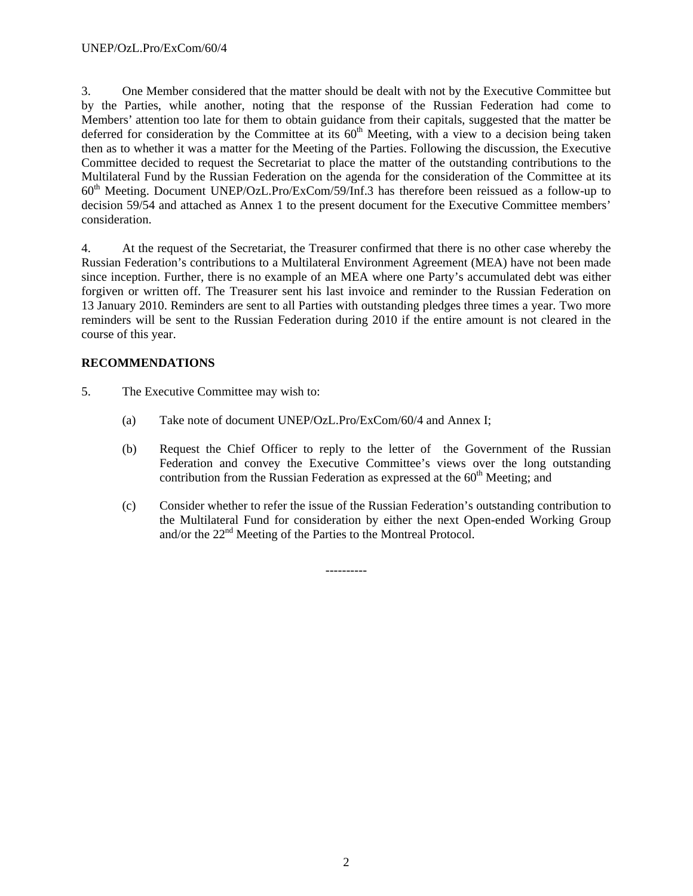3. One Member considered that the matter should be dealt with not by the Executive Committee but by the Parties, while another, noting that the response of the Russian Federation had come to Members' attention too late for them to obtain guidance from their capitals, suggested that the matter be deferred for consideration by the Committee at its 60th Meeting, with a view to a decision being taken then as to whether it was a matter for the Meeting of the Parties. Following the discussion, the Executive Committee decided to request the Secretariat to place the matter of the outstanding contributions to the Multilateral Fund by the Russian Federation on the agenda for the consideration of the Committee at its 60th Meeting. Document UNEP/OzL.Pro/ExCom/59/Inf.3 has therefore been reissued as a follow-up to decision 59/54 and attached as Annex 1 to the present document for the Executive Committee members' consideration.

4. At the request of the Secretariat, the Treasurer confirmed that there is no other case whereby the Russian Federation's contributions to a Multilateral Environment Agreement (MEA) have not been made since inception. Further, there is no example of an MEA where one Party's accumulated debt was either forgiven or written off. The Treasurer sent his last invoice and reminder to the Russian Federation on 13 January 2010. Reminders are sent to all Parties with outstanding pledges three times a year. Two more reminders will be sent to the Russian Federation during 2010 if the entire amount is not cleared in the course of this year.

**RECOMMENDATIONS**

5. The Executive Committee may wish to:

   (a) Take note of document UNEP/OzL.Pro/ExCom/60/4 and Annex I;

   (b) Request the Chief Officer to reply to the letter of the Government of the Russian Federation and convey the Executive Committee's views over the long outstanding contribution from the Russian Federation as expressed at the 60th Meeting; and

   (c) Consider whether to refer the issue of the Russian Federation's outstanding contribution to the Multilateral Fund for consideration by either the next Open-ended Working Group and/or the 22nd Meeting of the Parties to the Montreal Protocol.

----------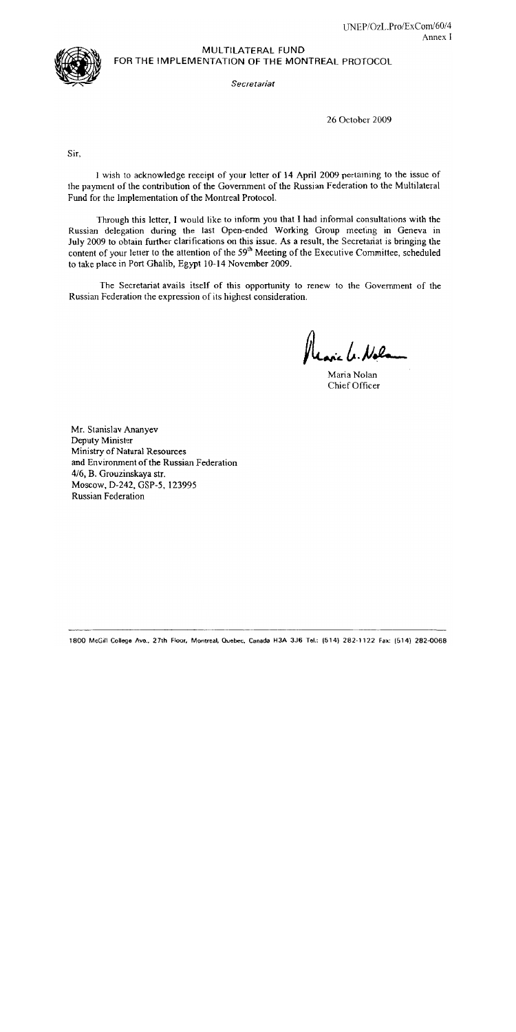UNEP/OzL.Pro/ExCom/60/4
Annex I

MULTILATERAL FUND
FOR THE IMPLEMENTATION OF THE MONTREAL PROTOCOL

*Secretariat*

26 October 2009

Sir,

I wish to acknowledge receipt of your letter of 14 April 2009 pertaining to the issue of the payment of the contribution of the Government of the Russian Federation to the Multilateral Fund for the Implementation of the Montreal Protocol.

Through this letter, I would like to inform you that I had informal consultations with the Russian delegation during the last Open-ended Working Group meeting in Geneva in July 2009 to obtain further clarifications on this issue. As a result, the Secretariat is bringing the content of your letter to the attention of the 59th Meeting of the Executive Committee, scheduled to take place in Port Ghalib, Egypt 10-14 November 2009.

The Secretariat avails itself of this opportunity to renew to the Government of the Russian Federation the expression of its highest consideration.

Maria Nolan
Chief Officer

Mr. Stanislav Ananyev
Deputy Minister
Ministry of Natural Resources
and Environment of the Russian Federation
4/6, B. Grouzinskaya str.
Moscow, D-242, GSP-5, 123995
Russian Federation

1800 McGill College Ave., 27th Floor, Montreal, Quebec, Canada H3A 3J6 Tel.: (514) 282-1122 Fax: (514) 282-0068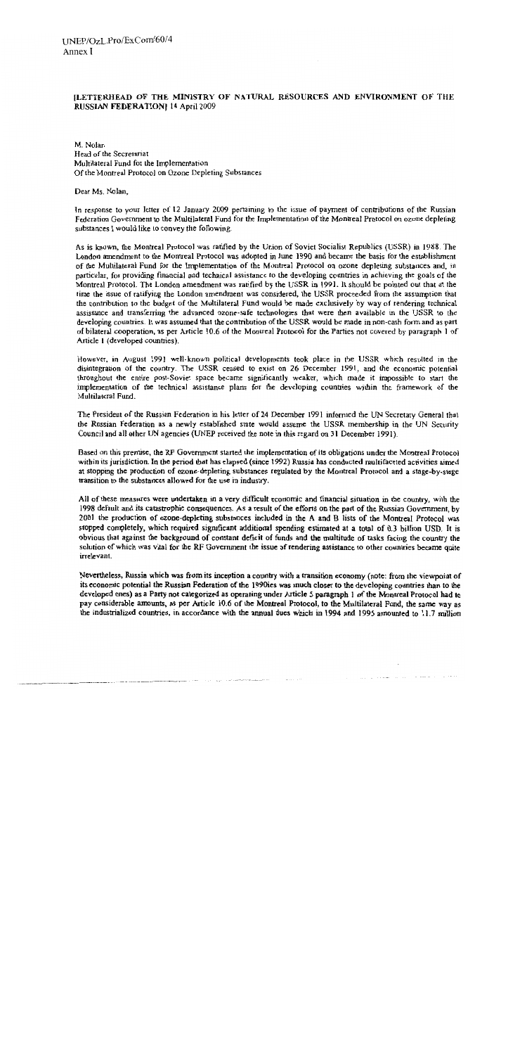[LETTERHEAD OF THE MINISTRY OF NATURAL RESOURCES AND ENVIRONMENT OF THE RUSSIAN FEDERATION] 14 April 2009

M. Nolan
Head of the Secretariat
Multilateral Fund for the Implementation
Of the Montreal Protocol on Ozone Depleting Substances

Dear Ms. Nolan,

In response to your letter of 12 January 2009 pertaining to the issue of payment of contributions of the Russian Federation Government to the Multilateral Fund for the Implementation of the Montreal Protocol on ozone depleting substances I would like to convey the following.

As is known, the Montreal Protocol was ratified by the Union of Soviet Socialist Republics (USSR) in 1988. The London amendment to the Montreal Protocol was adopted in June 1990 and became the basis for the establishment of the Multilateral Fund for the implementation of the Montreal Protocol on ozone depleting substances and, in particular, for providing financial and technical assistance to the developing countries in achieving the goals of the Montreal Protocol. The London amendment was ratified by the USSR in 1991. It should be pointed out that at the time the issue of ratifying the London amendment was considered, the USSR proceeded from the assumption that the contribution to the budget of the Multilateral Fund would be made exclusively by way of rendering technical assistance and transferring the advanced ozone-safe technologies that were then available in the USSR to the developing countries. It was assumed that the contribution of the USSR would be made in non-cash form and as part of bilateral cooperation, as per Article 10.6 of the Montreal Protocol for the Parties not covered by paragraph 1 of Article 1 (developed countries).

However, in August 1991 well-known political developments took place in the USSR which resulted in the disintegration of the country. The USSR ceased to exist on 26 December 1991, and the economic potential throughout the entire post-Soviet space became significantly weaker, which made it impossible to start the implementation of the technical assistance plans for the developing countries within the framework of the Multilateral Fund.

The President of the Russian Federation in his letter of 24 December 1991 informed the UN Secretary General that the Russian Federation as a newly established state would assume the USSR membership in the UN Security Council and all other UN agencies (UNEP received the note in this regard on 31 December 1991).

Based on this premise, the RF Government started the implementation of its obligations under the Montreal Protocol within its jurisdiction. In the period that has elapsed (since 1992) Russia has conducted multifaceted activities aimed at stopping the production of ozone-depleting substances regulated by the Montreal Protocol and a stage-by-stage transition to the substances allowed for the use in industry.

All of these measures were undertaken in a very difficult economic and financial situation in the country, with the 1998 default and its catastrophic consequences. As a result of the efforts on the part of the Russian Government, by 2001 the production of ozone-depleting substances included in the A and B lists of the Montreal Protocol was stopped completely, which required significant additional spending estimated at a total of 0.3 billion USD. It is obvious that against the background of constant deficit of funds and the multitude of tasks facing the country the solution of which was vital for the RF Government the issue of rendering assistance to other countries became quite irrelevant.

Nevertheless, Russia which was from its inception a country with a transition economy (note: from the viewpoint of its economic potential the Russian Federation of the 1990ies was much closer to the developing countries than to the developed ones) as a Party not categorized as operating under Article 5 paragraph 1 of the Montreal Protocol had to pay considerable amounts, as per Article 10.6 of the Montreal Protocol, to the Multilateral Fund, the same way as the industrialized countries, in accordance with the annual dues which in 1994 and 1995 amounted to 11.7 million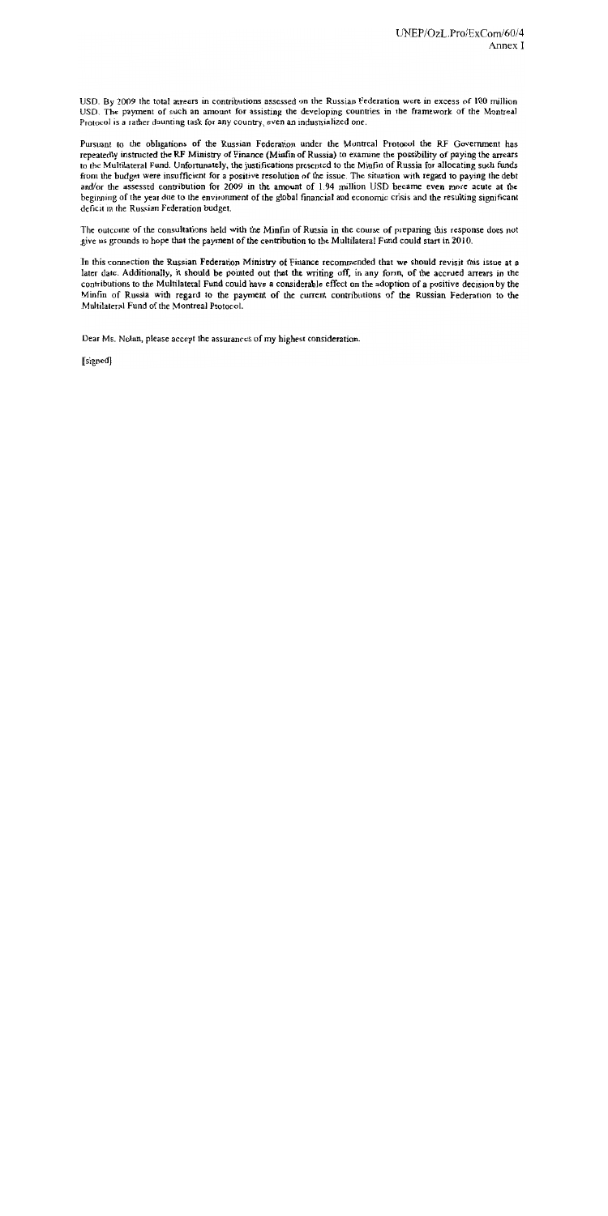USD. By 2009 the total arrears in contributions assessed on the Russian Federation were in excess of 100 million USD. The payment of such an amount for assisting the developing countries in the framework of the Montreal Protocol is a rather daunting task for any country, even an industrialized one.

Pursuant to the obligations of the Russian Federation under the Montreal Protocol the RF Government has repeatedly instructed the RF Ministry of Finance (Minfin of Russia) to examine the possibility of paying the arrears to the Multilateral Fund. Unfortunately, the justifications presented to the Minfin of Russia for allocating such funds from the budget were insufficient for a positive resolution of the issue. The situation with regard to paying the debt and/or the assessed contribution for 2009 in the amount of 1.94 million USD became even more acute at the beginning of the year due to the environment of the global financial and economic crisis and the resulting significant deficit in the Russian Federation budget.

The outcome of the consultations held with the Minfin of Russia in the course of preparing this response does not give us grounds to hope that the payment of the contribution to the Multilateral Fund could start in 2010.

In this connection the Russian Federation Ministry of Finance recommended that we should revisit this issue at a later date. Additionally, it should be pointed out that the writing off, in any form, of the accrued arrears in the contributions to the Multilateral Fund could have a considerable effect on the adoption of a positive decision by the Minfin of Russia with regard to the payment of the current contributions of the Russian Federation to the Multilateral Fund of the Montreal Protocol.

Dear Ms. Nolan, please accept the assurances of my highest consideration.

[signed]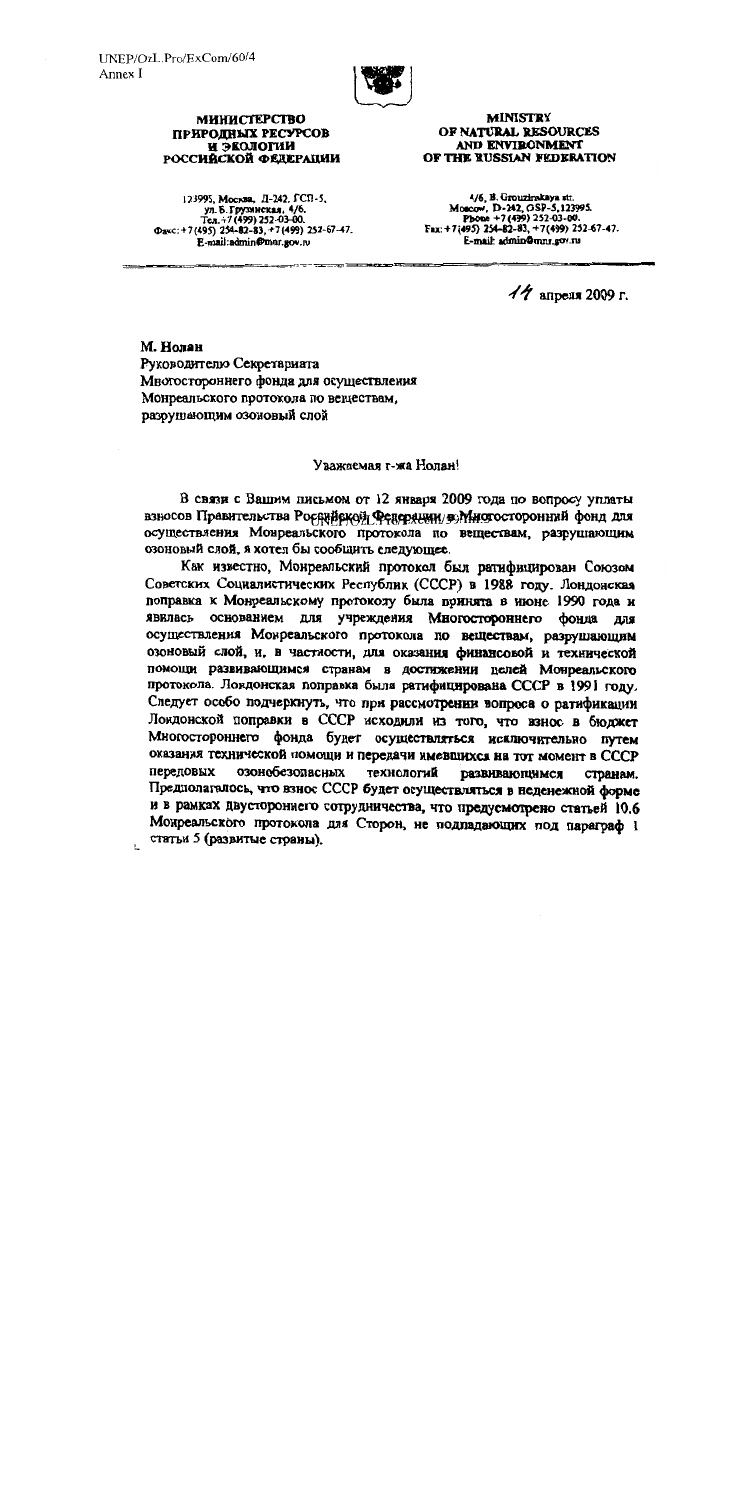UNEP/OzL.Pro/ExCom/60/4
Annex I

**МИНИСТЕРСТВО ПРИРОДНЫХ РЕСУРСОВ И ЭКОЛОГИИ РОССИЙСКОЙ ФЕДЕРАЦИИ**

123995, Москва, Д-242, ГСП-5,
ул. Б.Грузинская, 4/6.
Тел. +7 (499) 252-03-00.
Факс: +7 (495) 254-82-83, +7 (499) 252-67-47.
E-mail:admin@mnr.gov.ru

**MINISTRY OF NATURAL RESOURCES AND ENVIRONMENT OF THE RUSSIAN FEDERATION**

4/6, B. Grouzinskaya str.
Moscow, D-242, GSP-5, 123995.
Phone +7 (499) 252-03-00.
Fax: +7 (495) 254-82-83, +7 (499) 252-67-47.
E-mail: admin@mnr.gov.ru

14 апреля 2009 г.

М. Нолан
Руководителю Секретариата
Многостороннего фонда для осуществления
Монреальского протокола по веществам,
разрушающим озоновый слой

Уважаемая г-жа Нолан!

В связи с Вашим письмом от 12 января 2009 года по вопросу уплаты взносов Правительства Российской Федерации в Многосторонний фонд для осуществления Монреальского протокола по веществам, разрушающим озоновый слой, я хотел бы сообщить следующее.

Как известно, Монреальский протокол был ратифицирован Союзом Советских Социалистических Республик (СССР) в 1988 году. Лондонская поправка к Монреальскому протоколу была принята в июне 1990 года и явилась основанием для учреждения Многостороннего фонда для осуществления Монреальского протокола по веществам, разрушающим озоновый слой, и, в частности, для оказания финансовой и технической помощи развивающимся странам в достижении целей Монреальского протокола. Лондонская поправка была ратифицирована СССР в 1991 году. Следует особо подчеркнуть, что при рассмотрении вопроса о ратификации Лондонской поправки в СССР исходили из того, что взнос в бюджет Многостороннего фонда будет осуществляться исключительно путем оказания технической помощи и передачи имевшихся на тот момент в СССР передовых озонобезопасных технологий развивающимся странам. Предполагалось, что взнос СССР будет осуществляться в неденежной форме и в рамках двустороннего сотрудничества, что предусмотрено статьей 10.6 Монреальского протокола для Сторон, не подпадающих под параграф 1 статьи 5 (развитые страны).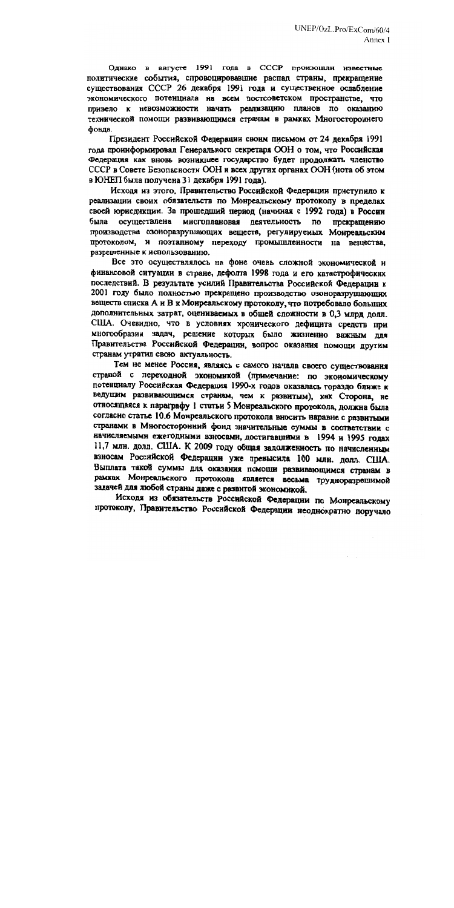Однако в августе 1991 года в СССР произошли известные политические события, спровоцировавшие распад страны, прекращение существования СССР 26 декабря 1991 года и существенное ослабление экономического потенциала на всем постсоветском пространстве, что привело к невозможности начать реализацию планов по оказанию технической помощи развивающимся странам в рамках Многостороннего фонда.

Президент Российской Федерации своим письмом от 24 декабря 1991 года проинформировал Генерального секретаря ООН о том, что Российская Федерация как вновь возникшее государство будет продолжать членство СССР в Совете Безопасности ООН и всех других органах ООН (нота об этом в ЮНЕП была получена 31 декабря 1991 года).

Исходя из этого, Правительство Российской Федерации приступило к реализации своих обязательств по Монреальскому протоколу в пределах своей юрисдикции. За прошедший период (начиная с 1992 года) в России была осуществлена многоплановая деятельность по прекращению производства озоноразрушающих веществ, регулируемых Монреальским протоколом, и поэтапному переходу промышленности на вещества, разрешенные к использованию.

Все это осуществлялось на фоне очень сложной экономической и финансовой ситуации в стране, дефолта 1998 года и его катастрофических последствий. В результате усилий Правительства Российской Федерации к 2001 году было полностью прекращено производство озоноразрушающих веществ списка А и В к Монреальскому протоколу, что потребовало больших дополнительных затрат, оцениваемых в общей сложности в 0,3 млрд долл. США. Очевидно, что в условиях хронического дефицита средств при многообразии задач, решение которых было жизненно важным для Правительства Российской Федерации, вопрос оказания помощи другим странам утратил свою актуальность.

Тем не менее Россия, являясь с самого начала своего существования страной с переходной экономикой (примечание: по экономическому потенциалу Российская Федерация 1990-х годов оказалась гораздо ближе к ведущим развивающимся странам, чем к развитым), как Сторона, не относящаяся к параграфу 1 статьи 5 Монреальского протокола, должна была согласно статье 10.6 Монреальского протокола вносить наравне с развитыми странами в Многосторонний фонд значительные суммы в соответствии с начисляемыми ежегодными взносами, достигавшими в 1994 и 1995 годах 11,7 млн. долл. США. К 2009 году общая задолженность по начисленным взносам Российской Федерации уже превысила 100 млн. долл. США. Выплата такой суммы для оказания помощи развивающимся странам в рамках Монреальского протокола является весьма трудноразрешимой задачей для любой страны даже с развитой экономикой.

Исходя из обязательств Российской Федерации по Монреальскому протоколу, Правительство Российской Федерации неоднократно поручало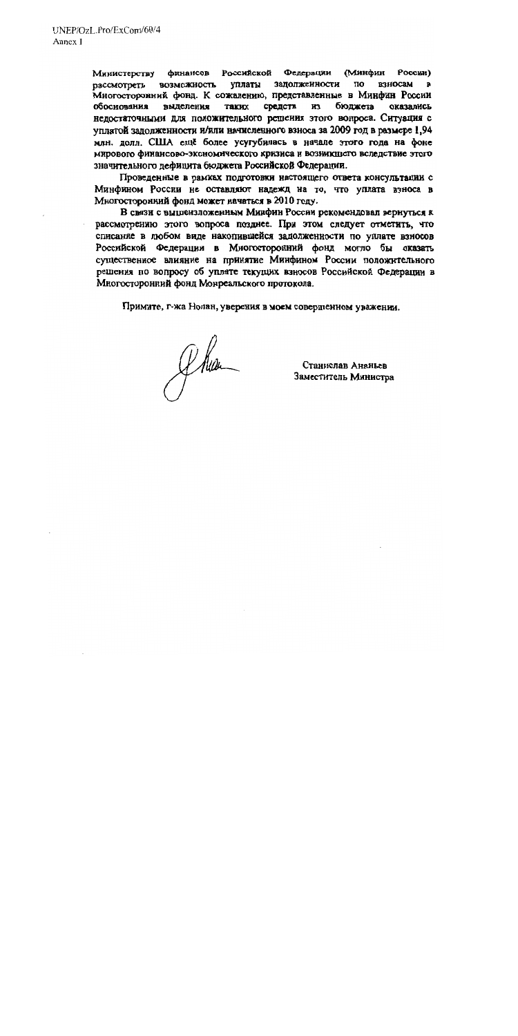Министерству финансов Российской Федерации (Минфин России) рассмотреть возможность уплаты задолженности по взносам в Многосторонний фонд. К сожалению, представленные в Минфин России обоснования выделения таких средств из бюджета оказались недостаточными для положительного решения этого вопроса. Ситуация с уплатой задолженности и/или начисленного взноса за 2009 год в размере 1,94 млн. долл. США ещё более усугубилась в начале этого года на фоне мирового финансово-экономического кризиса и возникшего вследствие этого значительного дефицита бюджета Российской Федерации.

Проведенные в рамках подготовки настоящего ответа консультации с Минфином России не оставляют надежд на то, что уплата взноса в Многосторонний фонд может начаться в 2010 году.

В связи с вышеизложенным Минфин России рекомендовал вернуться к рассмотрению этого вопроса позднее. При этом следует отметить, что списание в любом виде накопившейся задолженности по уплате взносов Российской Федерации в Многосторонний фонд могло бы оказать существенное влияние на принятие Минфином России положительного решения по вопросу об уплате текущих взносов Российской Федерации в Многосторонний фонд Монреальского протокола.

Примите, г-жа Нолан, уверения в моем совершенном уважении.

Станислав Ананьев
Заместитель Министра